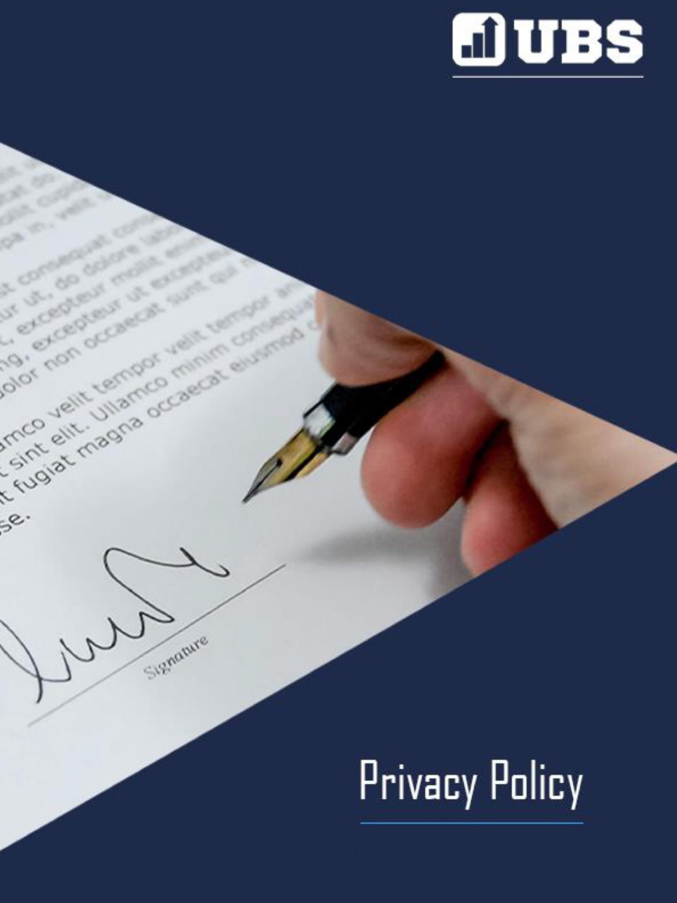UBS

# Privacy Policy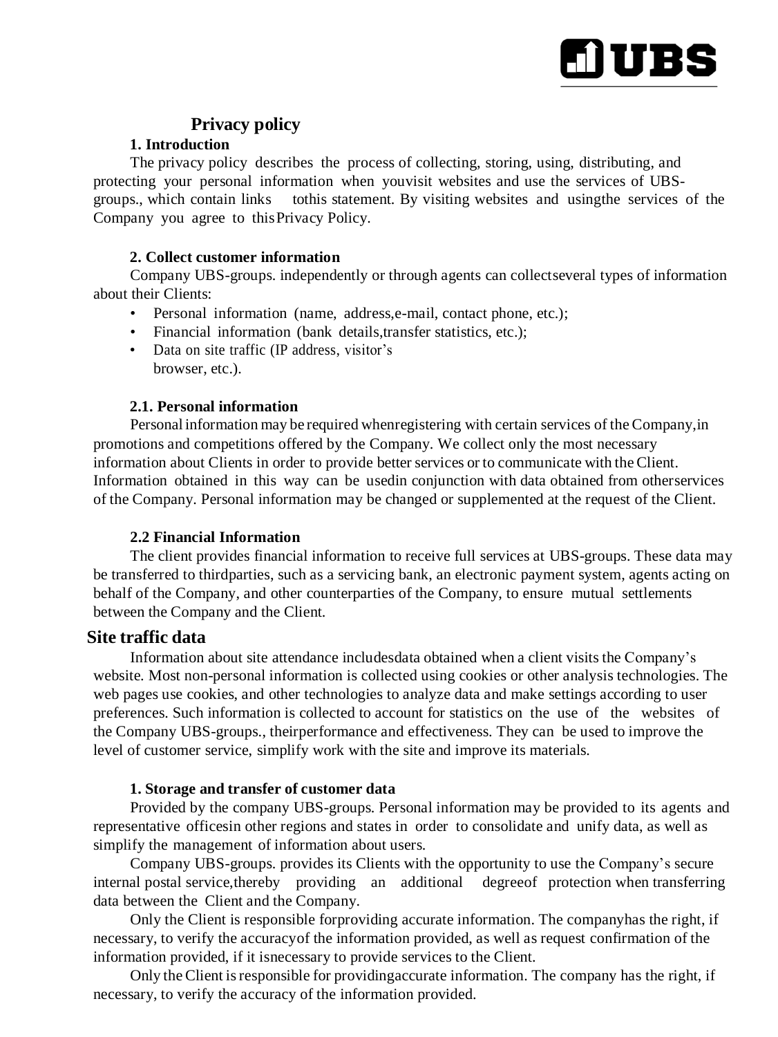# Privacy policy

### 1. Introduction

The privacy policy describes the process of collecting, storing, using, distributing, and protecting your personal information when youvisit websites and use the services of UBS-groups., which contain links tothis statement. By visiting websites and usingthe services of the Company you agree to thisPrivacy Policy.

### 2. Collect customer information

Company UBS-groups. independently or through agents can collectseveral types of information about their Clients:

- Personal information (name, address,e-mail, contact phone, etc.);
- Financial information (bank details,transfer statistics, etc.);
- Data on site traffic (IP address, visitor's browser, etc.).

### 2.1. Personal information

Personal information may be required whenregistering with certain services of the Company,in promotions and competitions offered by the Company. We collect only the most necessary information about Clients in order to provide better services or to communicate with the Client. Information obtained in this way can be usedin conjunction with data obtained from otherservices of the Company. Personal information may be changed or supplemented at the request of the Client.

### 2.2 Financial Information

The client provides financial information to receive full services at UBS-groups. These data may be transferred to thirdparties, such as a servicing bank, an electronic payment system, agents acting on behalf of the Company, and other counterparties of the Company, to ensure mutual settlements between the Company and the Client.

## Site traffic data

Information about site attendance includesdata obtained when a client visits the Company's website. Most non-personal information is collected using cookies or other analysis technologies. The web pages use cookies, and other technologies to analyze data and make settings according to user preferences. Such information is collected to account for statistics on the use of the websites of the Company UBS-groups., theirperformance and effectiveness. They can be used to improve the level of customer service, simplify work with the site and improve its materials.

### 1. Storage and transfer of customer data

Provided by the company UBS-groups. Personal information may be provided to its agents and representative officesin other regions and states in order to consolidate and unify data, as well as simplify the management of information about users.

Company UBS-groups. provides its Clients with the opportunity to use the Company's secure internal postal service,thereby providing an additional degreeof protection when transferring data between the Client and the Company.

Only the Client is responsible forproviding accurate information. The companyhas the right, if necessary, to verify the accuracyof the information provided, as well as request confirmation of the information provided, if it isnecessary to provide services to the Client.

Only the Client is responsible for providingaccurate information. The company has the right, if necessary, to verify the accuracy of the information provided.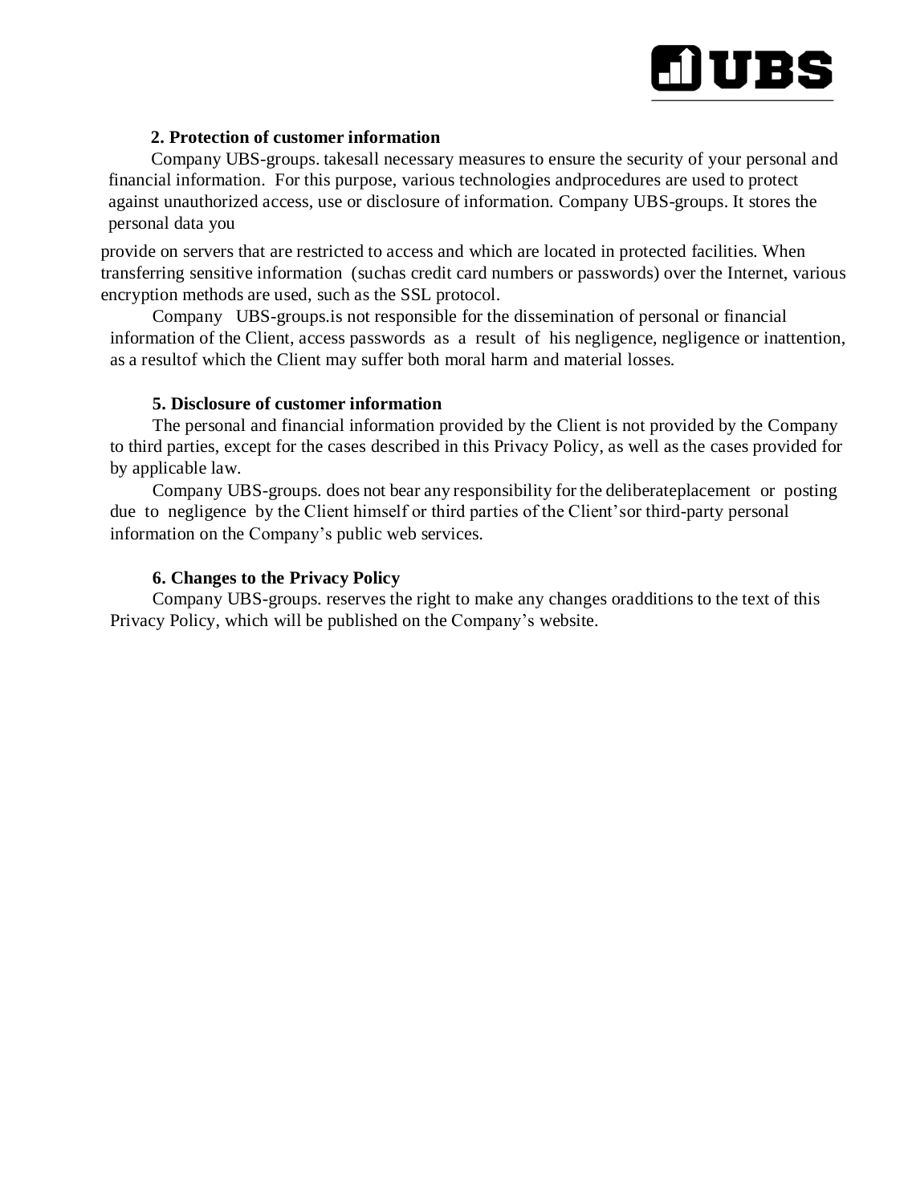### 2. Protection of customer information

Company UBS-groups. takesall necessary measures to ensure the security of your personal and financial information. For this purpose, various technologies andprocedures are used to protect against unauthorized access, use or disclosure of information. Company UBS-groups. It stores the personal data you provide on servers that are restricted to access and which are located in protected facilities. When transferring sensitive information (suchas credit card numbers or passwords) over the Internet, various encryption methods are used, such as the SSL protocol.

Company UBS-groups.is not responsible for the dissemination of personal or financial information of the Client, access passwords as a result of his negligence, negligence or inattention, as a resultof which the Client may suffer both moral harm and material losses.

### 5. Disclosure of customer information

The personal and financial information provided by the Client is not provided by the Company to third parties, except for the cases described in this Privacy Policy, as well as the cases provided for by applicable law.

Company UBS-groups. does not bear any responsibility for the deliberateplacement or posting due to negligence by the Client himself or third parties of the Client'sor third-party personal information on the Company's public web services.

### 6. Changes to the Privacy Policy

Company UBS-groups. reserves the right to make any changes oradditions to the text of this Privacy Policy, which will be published on the Company's website.